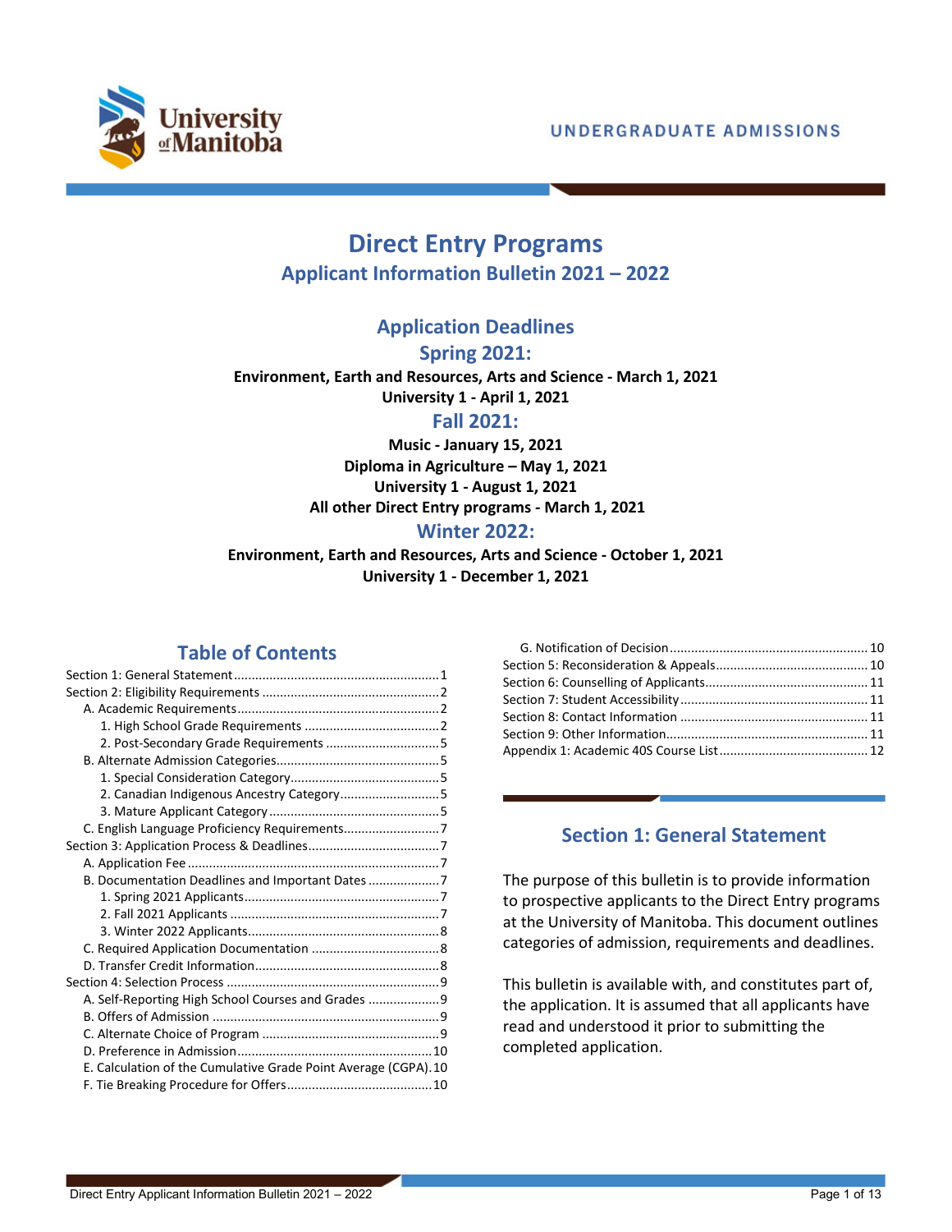UNDERGRADUATE ADMISSIONS

# Direct Entry Programs

## Applicant Information Bulletin 2021 – 2022

## Application Deadlines

### Spring 2021:

**Environment, Earth and Resources, Arts and Science - March 1, 2021**
**University 1 - April 1, 2021**

### Fall 2021:

**Music - January 15, 2021**
**Diploma in Agriculture – May 1, 2021**
**University 1 - August 1, 2021**
**All other Direct Entry programs - March 1, 2021**

### Winter 2022:

**Environment, Earth and Resources, Arts and Science - October 1, 2021**
**University 1 - December 1, 2021**

## Table of Contents

Section 1: General Statement ........ 1
Section 2: Eligibility Requirements ........ 2
- A. Academic Requirements ........ 2
  - 1. High School Grade Requirements ........ 2
  - 2. Post-Secondary Grade Requirements ........ 5
- B. Alternate Admission Categories ........ 5
  - 1. Special Consideration Category ........ 5
  - 2. Canadian Indigenous Ancestry Category ........ 5
  - 3. Mature Applicant Category ........ 5
- C. English Language Proficiency Requirements ........ 7

Section 3: Application Process & Deadlines ........ 7
- A. Application Fee ........ 7
- B. Documentation Deadlines and Important Dates ........ 7
  - 1. Spring 2021 Applicants ........ 7
  - 2. Fall 2021 Applicants ........ 7
  - 3. Winter 2022 Applicants ........ 8
- C. Required Application Documentation ........ 8
- D. Transfer Credit Information ........ 8

Section 4: Selection Process ........ 9
- A. Self-Reporting High School Courses and Grades ........ 9
- B. Offers of Admission ........ 9
- C. Alternate Choice of Program ........ 9
- D. Preference in Admission ........ 10
- E. Calculation of the Cumulative Grade Point Average (CGPA) ........ 10
- F. Tie Breaking Procedure for Offers ........ 10
- G. Notification of Decision ........ 10

Section 5: Reconsideration & Appeals ........ 10
Section 6: Counselling of Applicants ........ 11
Section 7: Student Accessibility ........ 11
Section 8: Contact Information ........ 11
Section 9: Other Information ........ 11
Appendix 1: Academic 40S Course List ........ 12

## Section 1: General Statement

The purpose of this bulletin is to provide information to prospective applicants to the Direct Entry programs at the University of Manitoba. This document outlines categories of admission, requirements and deadlines.

This bulletin is available with, and constitutes part of, the application. It is assumed that all applicants have read and understood it prior to submitting the completed application.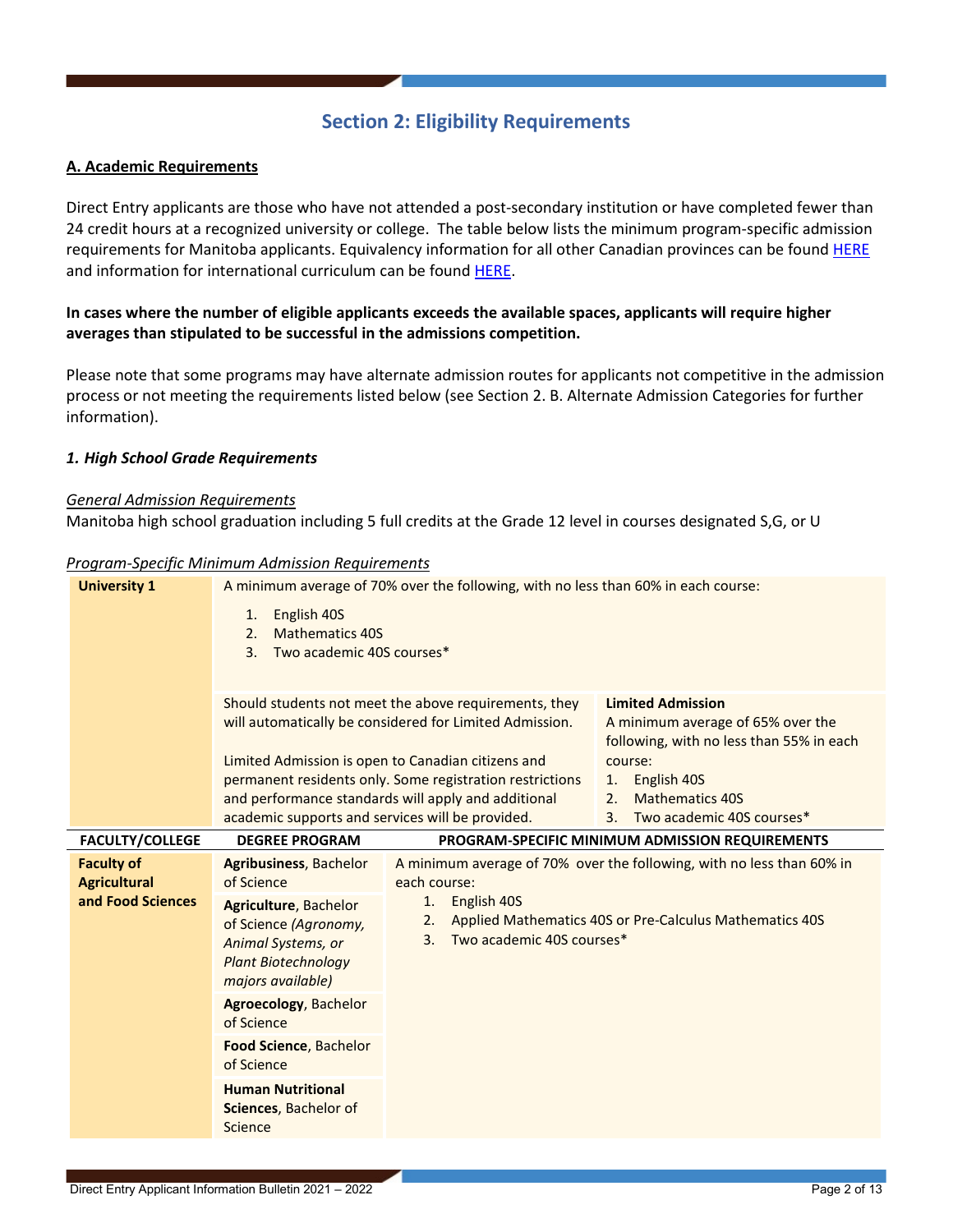# Section 2: Eligibility Requirements

## A. Academic Requirements

Direct Entry applicants are those who have not attended a post-secondary institution or have completed fewer than 24 credit hours at a recognized university or college. The table below lists the minimum program-specific admission requirements for Manitoba applicants. Equivalency information for all other Canadian provinces can be found HERE and information for international curriculum can be found HERE.

**In cases where the number of eligible applicants exceeds the available spaces, applicants will require higher averages than stipulated to be successful in the admissions competition.**

Please note that some programs may have alternate admission routes for applicants not competitive in the admission process or not meeting the requirements listed below (see Section 2. B. Alternate Admission Categories for further information).

### *1. High School Grade Requirements*

*General Admission Requirements*

Manitoba high school graduation including 5 full credits at the Grade 12 level in courses designated S,G, or U

*Program-Specific Minimum Admission Requirements*

| | | |
|---|---|---|
| **University 1** | A minimum average of 70% over the following, with no less than 60% in each course:<br>1. English 40S<br>2. Mathematics 40S<br>3. Two academic 40S courses* | |
| | Should students not meet the above requirements, they will automatically be considered for Limited Admission.<br><br>Limited Admission is open to Canadian citizens and permanent residents only. Some registration restrictions and performance standards will apply and additional academic supports and services will be provided. | **Limited Admission**<br>A minimum average of 65% over the following, with no less than 55% in each course:<br>1. English 40S<br>2. Mathematics 40S<br>3. Two academic 40S courses* |

| FACULTY/COLLEGE | DEGREE PROGRAM | PROGRAM-SPECIFIC MINIMUM ADMISSION REQUIREMENTS |
|---|---|---|
| **Faculty of Agricultural and Food Sciences** | **Agribusiness**, Bachelor of Science | A minimum average of 70% over the following, with no less than 60% in each course:<br>1. English 40S<br>2. Applied Mathematics 40S or Pre-Calculus Mathematics 40S<br>3. Two academic 40S courses* |
| | **Agriculture**, Bachelor of Science *(Agronomy, Animal Systems, or Plant Biotechnology majors available)* | |
| | **Agroecology**, Bachelor of Science | |
| | **Food Science**, Bachelor of Science | |
| | **Human Nutritional Sciences**, Bachelor of Science | |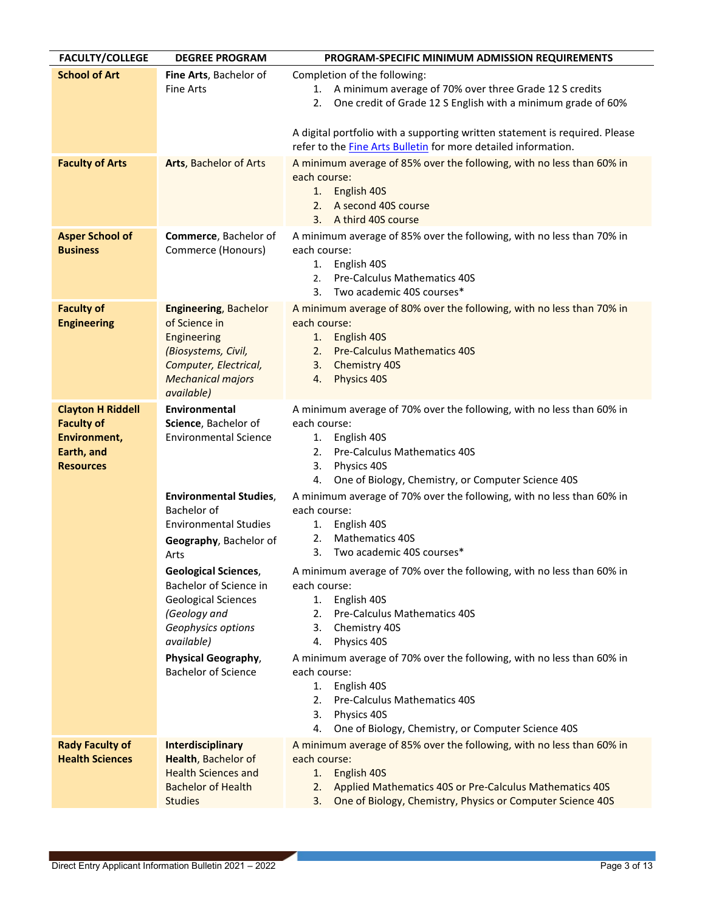| FACULTY/COLLEGE | DEGREE PROGRAM | PROGRAM-SPECIFIC MINIMUM ADMISSION REQUIREMENTS |
|---|---|---|
| **School of Art** | **Fine Arts**, Bachelor of Fine Arts | Completion of the following:<br>1. A minimum average of 70% over three Grade 12 S credits<br>2. One credit of Grade 12 S English with a minimum grade of 60%<br><br>A digital portfolio with a supporting written statement is required. Please refer to the [Fine Arts Bulletin] for more detailed information. |
| **Faculty of Arts** | **Arts**, Bachelor of Arts | A minimum average of 85% over the following, with no less than 60% in each course:<br>1. English 40S<br>2. A second 40S course<br>3. A third 40S course |
| **Asper School of Business** | **Commerce**, Bachelor of Commerce (Honours) | A minimum average of 85% over the following, with no less than 70% in each course:<br>1. English 40S<br>2. Pre-Calculus Mathematics 40S<br>3. Two academic 40S courses* |
| **Faculty of Engineering** | **Engineering**, Bachelor of Science in Engineering *(Biosystems, Civil, Computer, Electrical, Mechanical majors available)* | A minimum average of 80% over the following, with no less than 70% in each course:<br>1. English 40S<br>2. Pre-Calculus Mathematics 40S<br>3. Chemistry 40S<br>4. Physics 40S |
| **Clayton H Riddell Faculty of Environment, Earth, and Resources** | **Environmental Science**, Bachelor of Environmental Science | A minimum average of 70% over the following, with no less than 60% in each course:<br>1. English 40S<br>2. Pre-Calculus Mathematics 40S<br>3. Physics 40S<br>4. One of Biology, Chemistry, or Computer Science 40S |
| | **Environmental Studies**, Bachelor of Environmental Studies<br>**Geography**, Bachelor of Arts | A minimum average of 70% over the following, with no less than 60% in each course:<br>1. English 40S<br>2. Mathematics 40S<br>3. Two academic 40S courses* |
| | **Geological Sciences**, Bachelor of Science in Geological Sciences *(Geology and Geophysics options available)* | A minimum average of 70% over the following, with no less than 60% in each course:<br>1. English 40S<br>2. Pre-Calculus Mathematics 40S<br>3. Chemistry 40S<br>4. Physics 40S |
| | **Physical Geography**, Bachelor of Science | A minimum average of 70% over the following, with no less than 60% in each course:<br>1. English 40S<br>2. Pre-Calculus Mathematics 40S<br>3. Physics 40S<br>4. One of Biology, Chemistry, or Computer Science 40S |
| **Rady Faculty of Health Sciences** | **Interdisciplinary Health**, Bachelor of Health Sciences and Bachelor of Health Studies | A minimum average of 85% over the following, with no less than 60% in each course:<br>1. English 40S<br>2. Applied Mathematics 40S or Pre-Calculus Mathematics 40S<br>3. One of Biology, Chemistry, Physics or Computer Science 40S |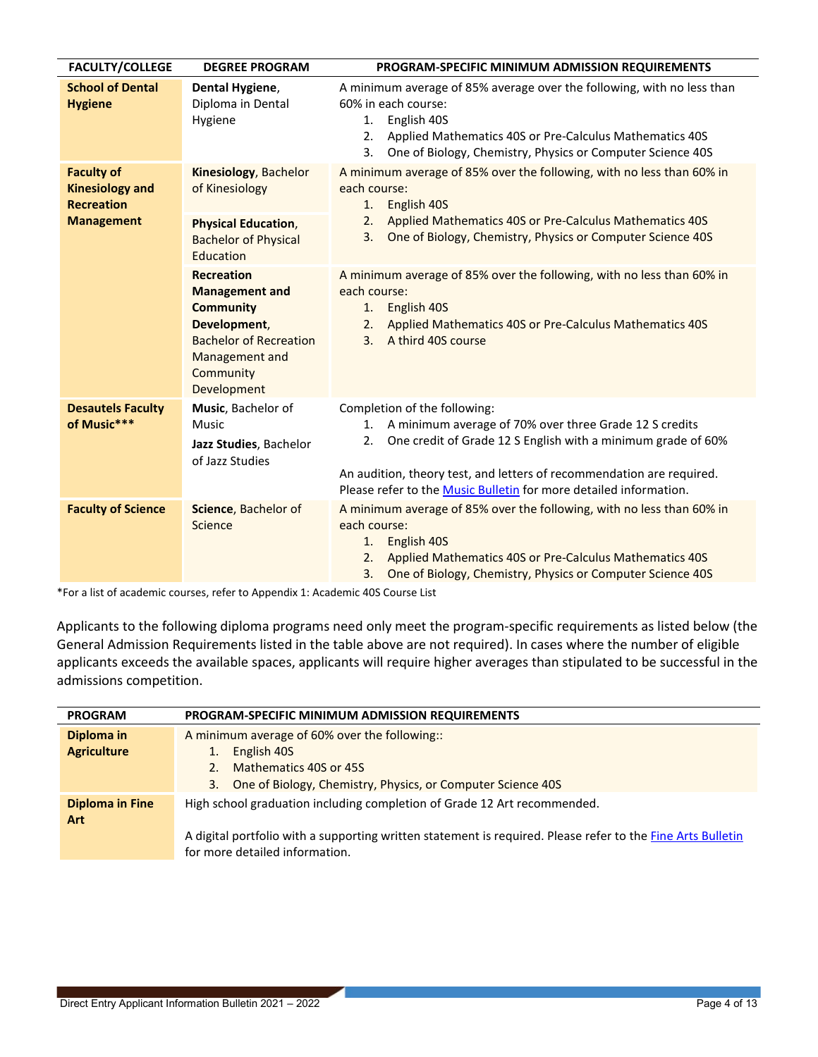| FACULTY/COLLEGE | DEGREE PROGRAM | PROGRAM-SPECIFIC MINIMUM ADMISSION REQUIREMENTS |
|---|---|---|
| **School of Dental Hygiene** | **Dental Hygiene**, Diploma in Dental Hygiene | A minimum average of 85% average over the following, with no less than 60% in each course:<br>1. English 40S<br>2. Applied Mathematics 40S or Pre-Calculus Mathematics 40S<br>3. One of Biology, Chemistry, Physics or Computer Science 40S |
| **Faculty of Kinesiology and Recreation Management** | **Kinesiology**, Bachelor of Kinesiology<br><br>**Physical Education**, Bachelor of Physical Education | A minimum average of 85% over the following, with no less than 60% in each course:<br>1. English 40S<br>2. Applied Mathematics 40S or Pre-Calculus Mathematics 40S<br>3. One of Biology, Chemistry, Physics or Computer Science 40S |
| | **Recreation Management and Community Development**, Bachelor of Recreation Management and Community Development | A minimum average of 85% over the following, with no less than 60% in each course:<br>1. English 40S<br>2. Applied Mathematics 40S or Pre-Calculus Mathematics 40S<br>3. A third 40S course |
| **Desautels Faculty of Music***** | **Music**, Bachelor of Music<br><br>**Jazz Studies**, Bachelor of Jazz Studies | Completion of the following:<br>1. A minimum average of 70% over three Grade 12 S credits<br>2. One credit of Grade 12 S English with a minimum grade of 60%<br><br>An audition, theory test, and letters of recommendation are required. Please refer to the Music Bulletin for more detailed information. |
| **Faculty of Science** | **Science**, Bachelor of Science | A minimum average of 85% over the following, with no less than 60% in each course:<br>1. English 40S<br>2. Applied Mathematics 40S or Pre-Calculus Mathematics 40S<br>3. One of Biology, Chemistry, Physics or Computer Science 40S |

*For a list of academic courses, refer to Appendix 1: Academic 40S Course List

Applicants to the following diploma programs need only meet the program-specific requirements as listed below (the General Admission Requirements listed in the table above are not required). In cases where the number of eligible applicants exceeds the available spaces, applicants will require higher averages than stipulated to be successful in the admissions competition.

| PROGRAM | PROGRAM-SPECIFIC MINIMUM ADMISSION REQUIREMENTS |
|---|---|
| **Diploma in Agriculture** | A minimum average of 60% over the following::<br>1. English 40S<br>2. Mathematics 40S or 45S<br>3. One of Biology, Chemistry, Physics, or Computer Science 40S |
| **Diploma in Fine Art** | High school graduation including completion of Grade 12 Art recommended.<br><br>A digital portfolio with a supporting written statement is required. Please refer to the Fine Arts Bulletin for more detailed information. |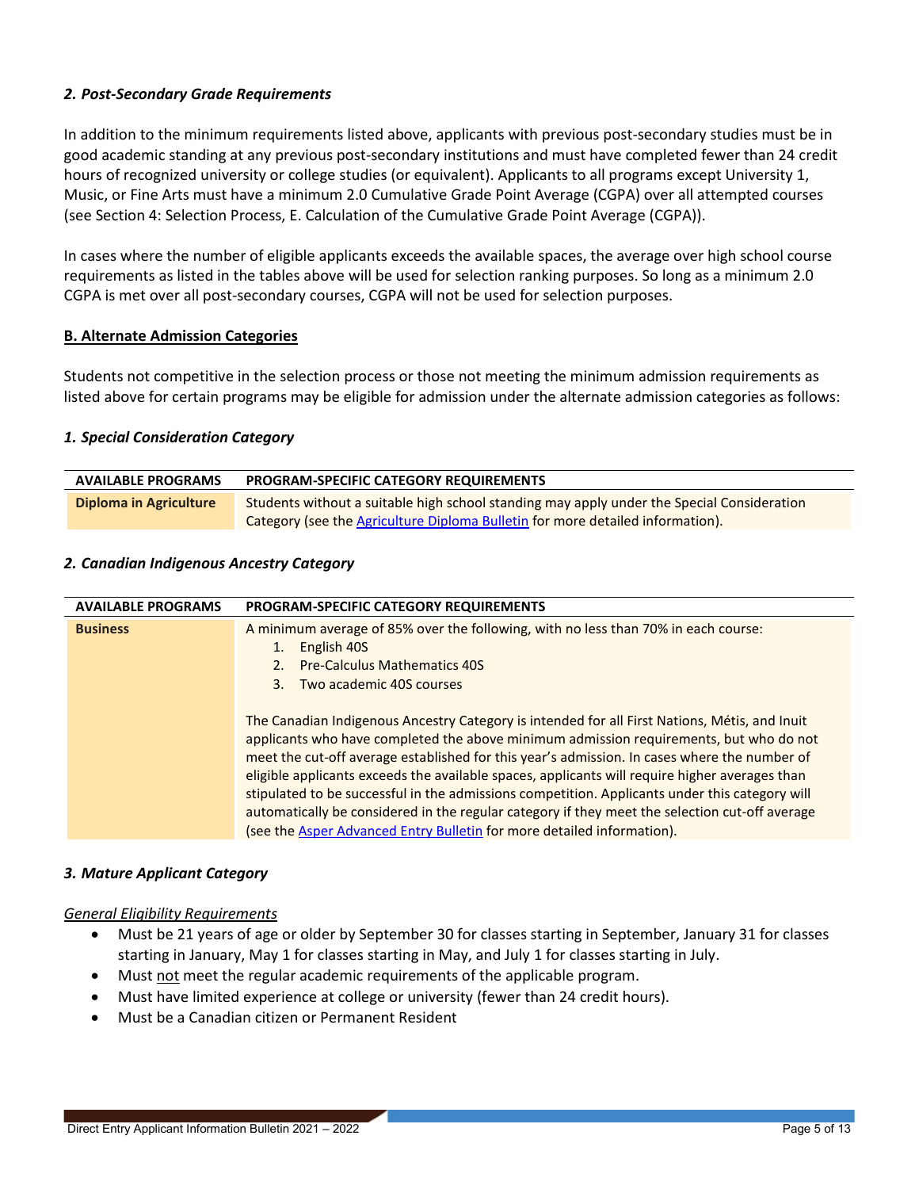### *2. Post-Secondary Grade Requirements*

In addition to the minimum requirements listed above, applicants with previous post-secondary studies must be in good academic standing at any previous post-secondary institutions and must have completed fewer than 24 credit hours of recognized university or college studies (or equivalent). Applicants to all programs except University 1, Music, or Fine Arts must have a minimum 2.0 Cumulative Grade Point Average (CGPA) over all attempted courses (see Section 4: Selection Process, E. Calculation of the Cumulative Grade Point Average (CGPA)).

In cases where the number of eligible applicants exceeds the available spaces, the average over high school course requirements as listed in the tables above will be used for selection ranking purposes. So long as a minimum 2.0 CGPA is met over all post-secondary courses, CGPA will not be used for selection purposes.

## B. Alternate Admission Categories

Students not competitive in the selection process or those not meeting the minimum admission requirements as listed above for certain programs may be eligible for admission under the alternate admission categories as follows:

### *1. Special Consideration Category*

| AVAILABLE PROGRAMS | PROGRAM-SPECIFIC CATEGORY REQUIREMENTS |
|---|---|
| **Diploma in Agriculture** | Students without a suitable high school standing may apply under the Special Consideration Category (see the Agriculture Diploma Bulletin for more detailed information). |

### *2. Canadian Indigenous Ancestry Category*

| AVAILABLE PROGRAMS | PROGRAM-SPECIFIC CATEGORY REQUIREMENTS |
|---|---|
| **Business** | A minimum average of 85% over the following, with no less than 70% in each course:<br>1. English 40S<br>2. Pre-Calculus Mathematics 40S<br>3. Two academic 40S courses<br><br>The Canadian Indigenous Ancestry Category is intended for all First Nations, Métis, and Inuit applicants who have completed the above minimum admission requirements, but who do not meet the cut-off average established for this year's admission. In cases where the number of eligible applicants exceeds the available spaces, applicants will require higher averages than stipulated to be successful in the admissions competition. Applicants under this category will automatically be considered in the regular category if they meet the selection cut-off average (see the Asper Advanced Entry Bulletin for more detailed information). |

### *3. Mature Applicant Category*

*General Eligibility Requirements*

- Must be 21 years of age or older by September 30 for classes starting in September, January 31 for classes starting in January, May 1 for classes starting in May, and July 1 for classes starting in July.
- Must not meet the regular academic requirements of the applicable program.
- Must have limited experience at college or university (fewer than 24 credit hours).
- Must be a Canadian citizen or Permanent Resident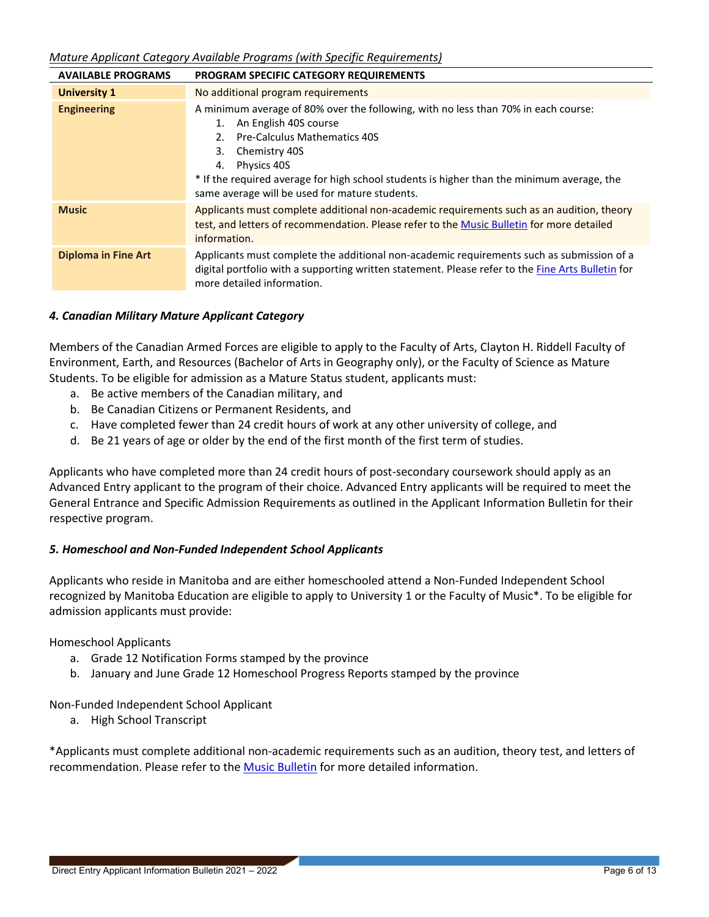*Mature Applicant Category Available Programs (with Specific Requirements)*

| AVAILABLE PROGRAMS | PROGRAM SPECIFIC CATEGORY REQUIREMENTS |
|---|---|
| **University 1** | No additional program requirements |
| **Engineering** | A minimum average of 80% over the following, with no less than 70% in each course:<br>1. An English 40S course<br>2. Pre-Calculus Mathematics 40S<br>3. Chemistry 40S<br>4. Physics 40S<br>* If the required average for high school students is higher than the minimum average, the same average will be used for mature students. |
| **Music** | Applicants must complete additional non-academic requirements such as an audition, theory test, and letters of recommendation. Please refer to the Music Bulletin for more detailed information. |
| **Diploma in Fine Art** | Applicants must complete the additional non-academic requirements such as submission of a digital portfolio with a supporting written statement. Please refer to the Fine Arts Bulletin for more detailed information. |

### *4. Canadian Military Mature Applicant Category*

Members of the Canadian Armed Forces are eligible to apply to the Faculty of Arts, Clayton H. Riddell Faculty of Environment, Earth, and Resources (Bachelor of Arts in Geography only), or the Faculty of Science as Mature Students. To be eligible for admission as a Mature Status student, applicants must:

a. Be active members of the Canadian military, and
b. Be Canadian Citizens or Permanent Residents, and
c. Have completed fewer than 24 credit hours of work at any other university of college, and
d. Be 21 years of age or older by the end of the first month of the first term of studies.

Applicants who have completed more than 24 credit hours of post-secondary coursework should apply as an Advanced Entry applicant to the program of their choice. Advanced Entry applicants will be required to meet the General Entrance and Specific Admission Requirements as outlined in the Applicant Information Bulletin for their respective program.

### *5. Homeschool and Non-Funded Independent School Applicants*

Applicants who reside in Manitoba and are either homeschooled attend a Non-Funded Independent School recognized by Manitoba Education are eligible to apply to University 1 or the Faculty of Music*. To be eligible for admission applicants must provide:

Homeschool Applicants

a. Grade 12 Notification Forms stamped by the province
b. January and June Grade 12 Homeschool Progress Reports stamped by the province

Non-Funded Independent School Applicant

a. High School Transcript

*Applicants must complete additional non-academic requirements such as an audition, theory test, and letters of recommendation. Please refer to the Music Bulletin for more detailed information.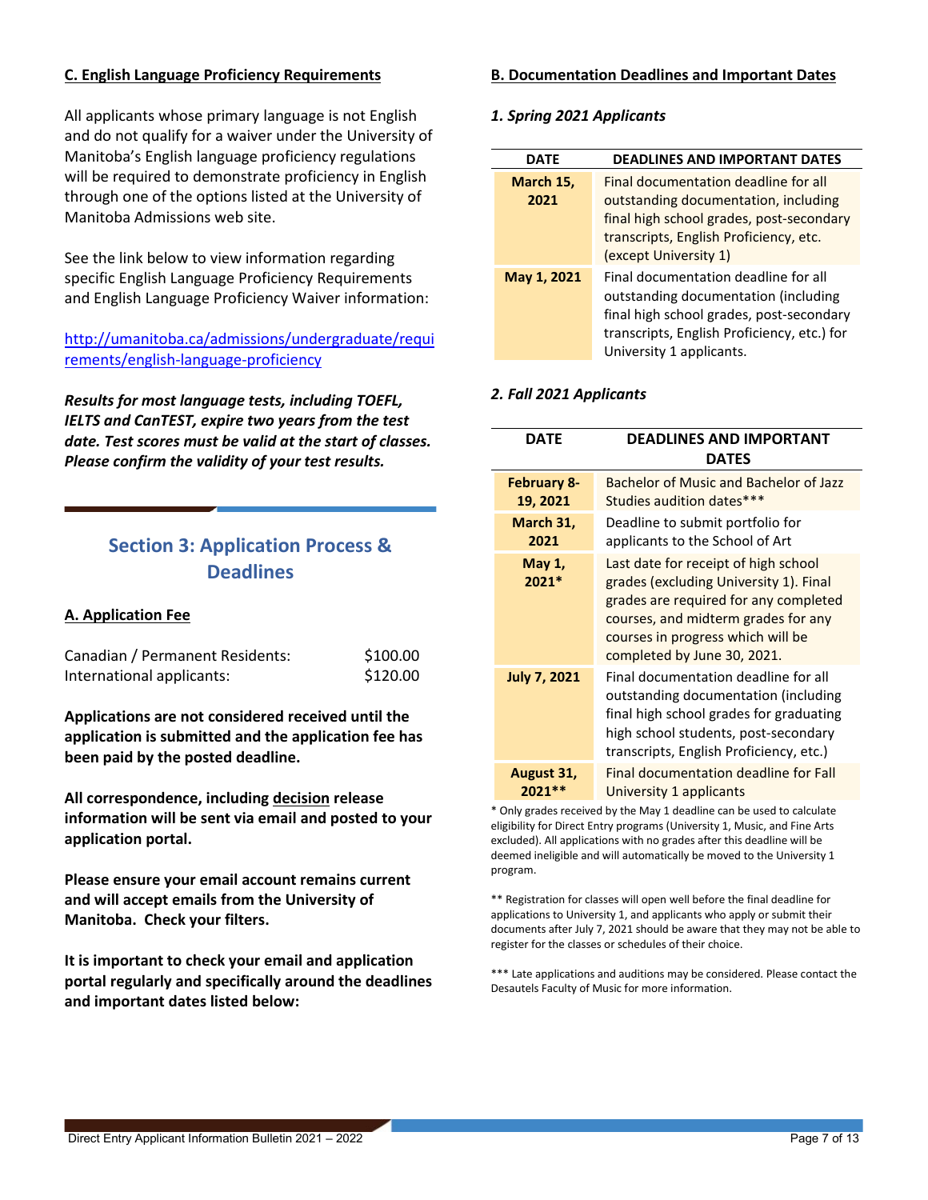### C. English Language Proficiency Requirements

All applicants whose primary language is not English and do not qualify for a waiver under the University of Manitoba's English language proficiency regulations will be required to demonstrate proficiency in English through one of the options listed at the University of Manitoba Admissions web site.

See the link below to view information regarding specific English Language Proficiency Requirements and English Language Proficiency Waiver information:

http://umanitoba.ca/admissions/undergraduate/requirements/english-language-proficiency

***Results for most language tests, including TOEFL, IELTS and CanTEST, expire two years from the test date. Test scores must be valid at the start of classes. Please confirm the validity of your test results.***

## Section 3: Application Process & Deadlines

### A. Application Fee

Canadian / Permanent Residents: $100.00
International applicants: $120.00

**Applications are not considered received until the application is submitted and the application fee has been paid by the posted deadline.**

**All correspondence, including decision release information will be sent via email and posted to your application portal.**

**Please ensure your email account remains current and will accept emails from the University of Manitoba. Check your filters.**

**It is important to check your email and application portal regularly and specifically around the deadlines and important dates listed below:**

### B. Documentation Deadlines and Important Dates

***1. Spring 2021 Applicants***

| DATE | DEADLINES AND IMPORTANT DATES |
|---|---|
| **March 15, 2021** | Final documentation deadline for all outstanding documentation, including final high school grades, post-secondary transcripts, English Proficiency, etc. (except University 1) |
| **May 1, 2021** | Final documentation deadline for all outstanding documentation (including final high school grades, post-secondary transcripts, English Proficiency, etc.) for University 1 applicants. |

***2. Fall 2021 Applicants***

| DATE | DEADLINES AND IMPORTANT DATES |
|---|---|
| **February 8-19, 2021** | Bachelor of Music and Bachelor of Jazz Studies audition dates*** |
| **March 31, 2021** | Deadline to submit portfolio for applicants to the School of Art |
| **May 1, 2021*** | Last date for receipt of high school grades (excluding University 1). Final grades are required for any completed courses, and midterm grades for any courses in progress which will be completed by June 30, 2021. |
| **July 7, 2021** | Final documentation deadline for all outstanding documentation (including final high school grades for graduating high school students, post-secondary transcripts, English Proficiency, etc.) |
| **August 31, 2021**** | Final documentation deadline for Fall University 1 applicants |

\* Only grades received by the May 1 deadline can be used to calculate eligibility for Direct Entry programs (University 1, Music, and Fine Arts excluded). All applications with no grades after this deadline will be deemed ineligible and will automatically be moved to the University 1 program.

** Registration for classes will open well before the final deadline for applications to University 1, and applicants who apply or submit their documents after July 7, 2021 should be aware that they may not be able to register for the classes or schedules of their choice.

*** Late applications and auditions may be considered. Please contact the Desautels Faculty of Music for more information.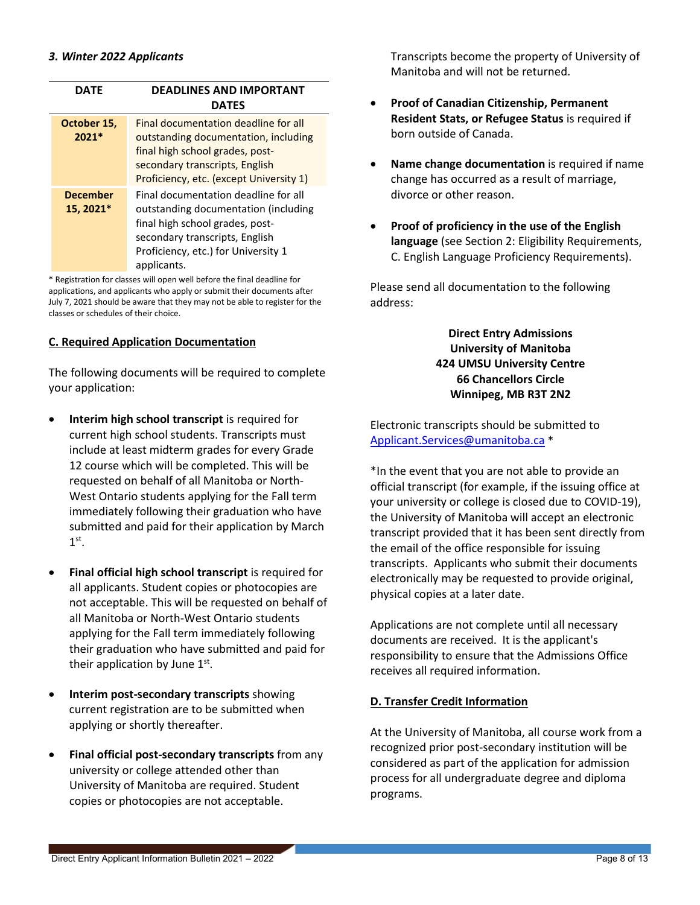### *3. Winter 2022 Applicants*

| DATE | DEADLINES AND IMPORTANT DATES |
|---|---|
| **October 15, 2021*** | Final documentation deadline for all outstanding documentation, including final high school grades, post-secondary transcripts, English Proficiency, etc. (except University 1) |
| **December 15, 2021*** | Final documentation deadline for all outstanding documentation (including final high school grades, post-secondary transcripts, English Proficiency, etc.) for University 1 applicants. |

\* Registration for classes will open well before the final deadline for applications, and applicants who apply or submit their documents after July 7, 2021 should be aware that they may not be able to register for the classes or schedules of their choice.

## C. Required Application Documentation

The following documents will be required to complete your application:

- **Interim high school transcript** is required for current high school students. Transcripts must include at least midterm grades for every Grade 12 course which will be completed. This will be requested on behalf of all Manitoba or North-West Ontario students applying for the Fall term immediately following their graduation who have submitted and paid for their application by March 1st.

- **Final official high school transcript** is required for all applicants. Student copies or photocopies are not acceptable. This will be requested on behalf of all Manitoba or North-West Ontario students applying for the Fall term immediately following their graduation who have submitted and paid for their application by June 1st.

- **Interim post-secondary transcripts** showing current registration are to be submitted when applying or shortly thereafter.

- **Final official post-secondary transcripts** from any university or college attended other than University of Manitoba are required. Student copies or photocopies are not acceptable. Transcripts become the property of University of Manitoba and will not be returned.

- **Proof of Canadian Citizenship, Permanent Resident Stats, or Refugee Status** is required if born outside of Canada.

- **Name change documentation** is required if name change has occurred as a result of marriage, divorce or other reason.

- **Proof of proficiency in the use of the English language** (see Section 2: Eligibility Requirements, C. English Language Proficiency Requirements).

Please send all documentation to the following address:

**Direct Entry Admissions**
**University of Manitoba**
**424 UMSU University Centre**
**66 Chancellors Circle**
**Winnipeg, MB R3T 2N2**

Electronic transcripts should be submitted to Applicant.Services@umanitoba.ca *

*In the event that you are not able to provide an official transcript (for example, if the issuing office at your university or college is closed due to COVID-19), the University of Manitoba will accept an electronic transcript provided that it has been sent directly from the email of the office responsible for issuing transcripts. Applicants who submit their documents electronically may be requested to provide original, physical copies at a later date.

Applications are not complete until all necessary documents are received. It is the applicant's responsibility to ensure that the Admissions Office receives all required information.

## D. Transfer Credit Information

At the University of Manitoba, all course work from a recognized prior post-secondary institution will be considered as part of the application for admission process for all undergraduate degree and diploma programs.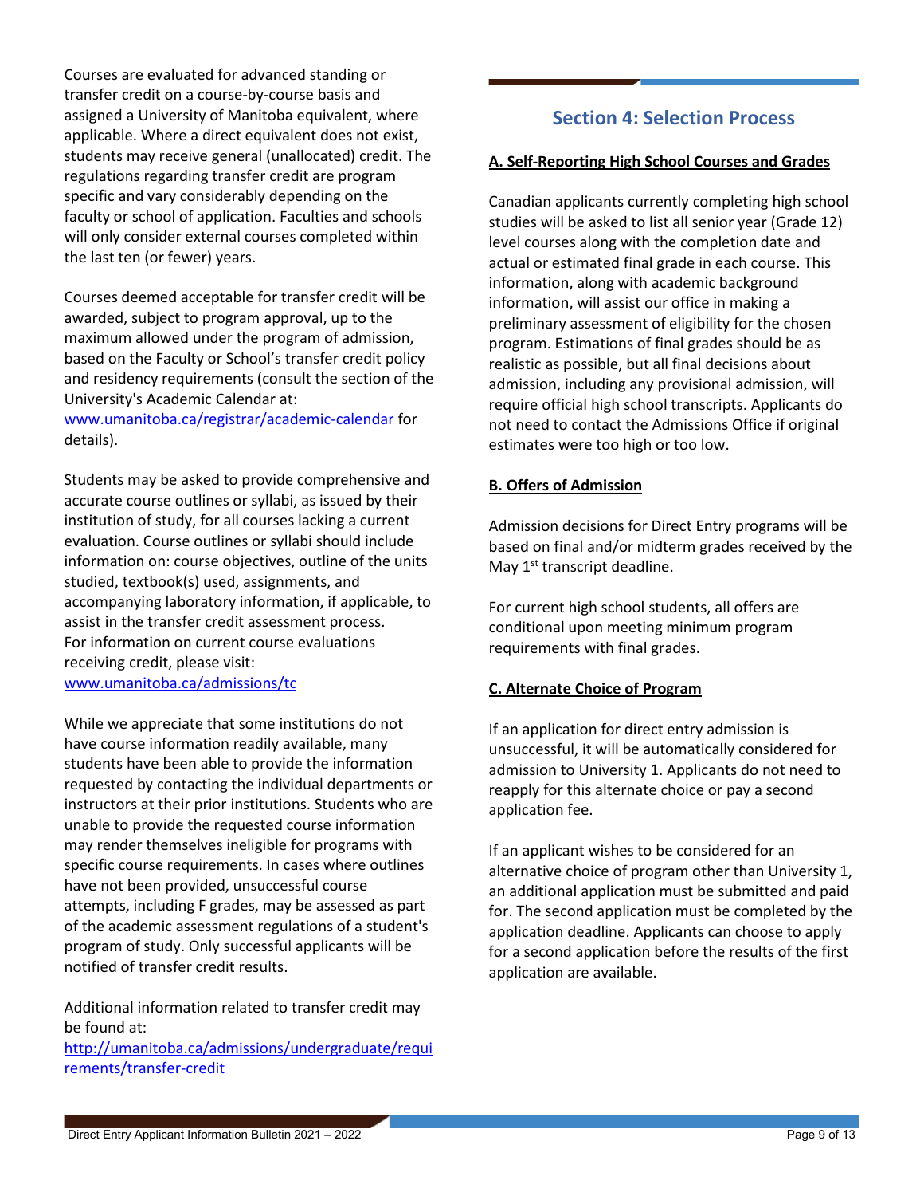Courses are evaluated for advanced standing or transfer credit on a course-by-course basis and assigned a University of Manitoba equivalent, where applicable. Where a direct equivalent does not exist, students may receive general (unallocated) credit. The regulations regarding transfer credit are program specific and vary considerably depending on the faculty or school of application. Faculties and schools will only consider external courses completed within the last ten (or fewer) years.

Courses deemed acceptable for transfer credit will be awarded, subject to program approval, up to the maximum allowed under the program of admission, based on the Faculty or School's transfer credit policy and residency requirements (consult the section of the University's Academic Calendar at: [www.umanitoba.ca/registrar/academic-calendar](www.umanitoba.ca/registrar/academic-calendar) for details).

Students may be asked to provide comprehensive and accurate course outlines or syllabi, as issued by their institution of study, for all courses lacking a current evaluation. Course outlines or syllabi should include information on: course objectives, outline of the units studied, textbook(s) used, assignments, and accompanying laboratory information, if applicable, to assist in the transfer credit assessment process. For information on current course evaluations receiving credit, please visit: [www.umanitoba.ca/admissions/tc](www.umanitoba.ca/admissions/tc)

While we appreciate that some institutions do not have course information readily available, many students have been able to provide the information requested by contacting the individual departments or instructors at their prior institutions. Students who are unable to provide the requested course information may render themselves ineligible for programs with specific course requirements. In cases where outlines have not been provided, unsuccessful course attempts, including F grades, may be assessed as part of the academic assessment regulations of a student's program of study. Only successful applicants will be notified of transfer credit results.

Additional information related to transfer credit may be found at: [http://umanitoba.ca/admissions/undergraduate/requirements/transfer-credit](http://umanitoba.ca/admissions/undergraduate/requirements/transfer-credit)

## Section 4: Selection Process

### A. Self-Reporting High School Courses and Grades

Canadian applicants currently completing high school studies will be asked to list all senior year (Grade 12) level courses along with the completion date and actual or estimated final grade in each course. This information, along with academic background information, will assist our office in making a preliminary assessment of eligibility for the chosen program. Estimations of final grades should be as realistic as possible, but all final decisions about admission, including any provisional admission, will require official high school transcripts. Applicants do not need to contact the Admissions Office if original estimates were too high or too low.

### B. Offers of Admission

Admission decisions for Direct Entry programs will be based on final and/or midterm grades received by the May 1st transcript deadline.

For current high school students, all offers are conditional upon meeting minimum program requirements with final grades.

### C. Alternate Choice of Program

If an application for direct entry admission is unsuccessful, it will be automatically considered for admission to University 1. Applicants do not need to reapply for this alternate choice or pay a second application fee.

If an applicant wishes to be considered for an alternative choice of program other than University 1, an additional application must be submitted and paid for. The second application must be completed by the application deadline. Applicants can choose to apply for a second application before the results of the first application are available.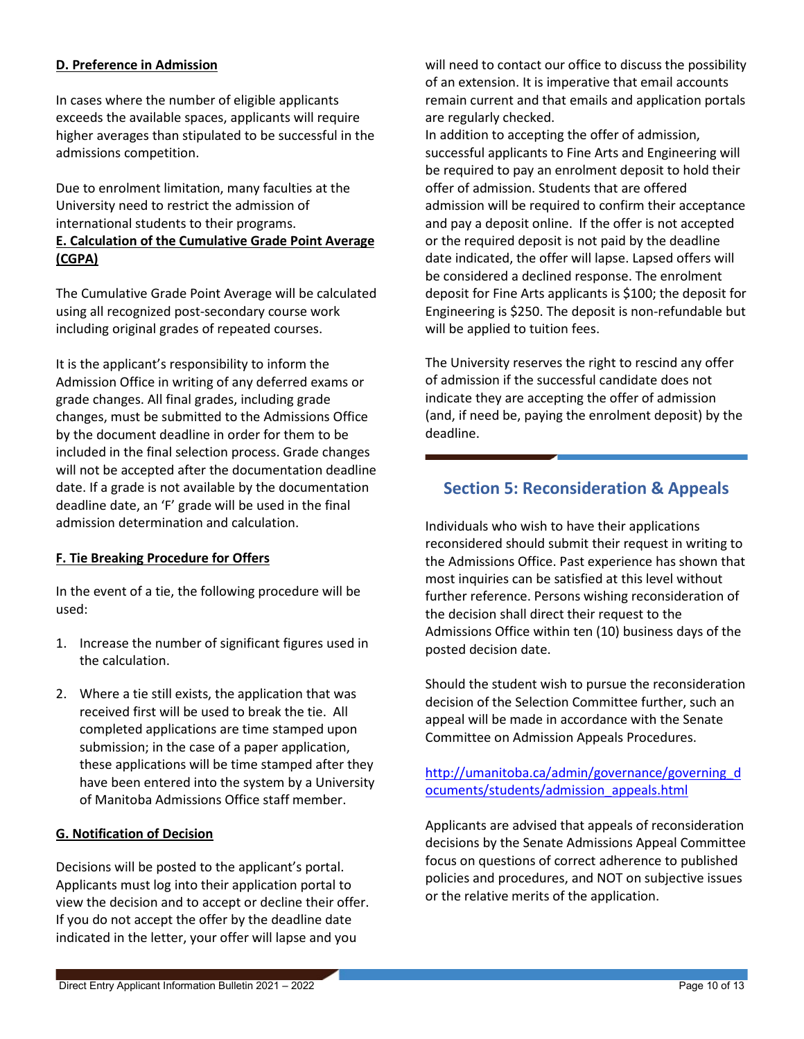**D. Preference in Admission**

In cases where the number of eligible applicants exceeds the available spaces, applicants will require higher averages than stipulated to be successful in the admissions competition.

Due to enrolment limitation, many faculties at the University need to restrict the admission of international students to their programs.

**E. Calculation of the Cumulative Grade Point Average (CGPA)**

The Cumulative Grade Point Average will be calculated using all recognized post-secondary course work including original grades of repeated courses.

It is the applicant's responsibility to inform the Admission Office in writing of any deferred exams or grade changes. All final grades, including grade changes, must be submitted to the Admissions Office by the document deadline in order for them to be included in the final selection process. Grade changes will not be accepted after the documentation deadline date. If a grade is not available by the documentation deadline date, an 'F' grade will be used in the final admission determination and calculation.

**F. Tie Breaking Procedure for Offers**

In the event of a tie, the following procedure will be used:

1. Increase the number of significant figures used in the calculation.
2. Where a tie still exists, the application that was received first will be used to break the tie. All completed applications are time stamped upon submission; in the case of a paper application, these applications will be time stamped after they have been entered into the system by a University of Manitoba Admissions Office staff member.

**G. Notification of Decision**

Decisions will be posted to the applicant's portal. Applicants must log into their application portal to view the decision and to accept or decline their offer. If you do not accept the offer by the deadline date indicated in the letter, your offer will lapse and you will need to contact our office to discuss the possibility of an extension. It is imperative that email accounts remain current and that emails and application portals are regularly checked.

In addition to accepting the offer of admission, successful applicants to Fine Arts and Engineering will be required to pay an enrolment deposit to hold their offer of admission. Students that are offered admission will be required to confirm their acceptance and pay a deposit online. If the offer is not accepted or the required deposit is not paid by the deadline date indicated, the offer will lapse. Lapsed offers will be considered a declined response. The enrolment deposit for Fine Arts applicants is $100; the deposit for Engineering is $250. The deposit is non-refundable but will be applied to tuition fees.

The University reserves the right to rescind any offer of admission if the successful candidate does not indicate they are accepting the offer of admission (and, if need be, paying the enrolment deposit) by the deadline.

## Section 5: Reconsideration & Appeals

Individuals who wish to have their applications reconsidered should submit their request in writing to the Admissions Office. Past experience has shown that most inquiries can be satisfied at this level without further reference. Persons wishing reconsideration of the decision shall direct their request to the Admissions Office within ten (10) business days of the posted decision date.

Should the student wish to pursue the reconsideration decision of the Selection Committee further, such an appeal will be made in accordance with the Senate Committee on Admission Appeals Procedures.

http://umanitoba.ca/admin/governance/governing_documents/students/admission_appeals.html

Applicants are advised that appeals of reconsideration decisions by the Senate Admissions Appeal Committee focus on questions of correct adherence to published policies and procedures, and NOT on subjective issues or the relative merits of the application.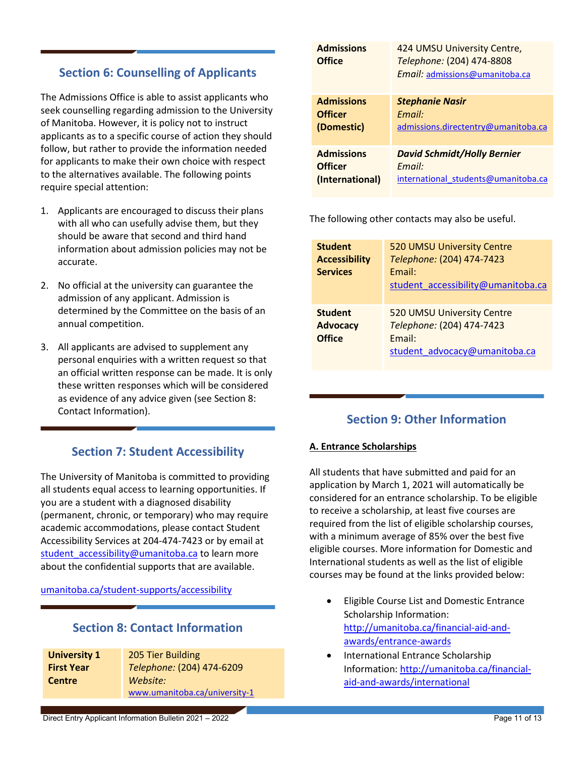## Section 6: Counselling of Applicants

The Admissions Office is able to assist applicants who seek counselling regarding admission to the University of Manitoba. However, it is policy not to instruct applicants as to a specific course of action they should follow, but rather to provide the information needed for applicants to make their own choice with respect to the alternatives available. The following points require special attention:

1. Applicants are encouraged to discuss their plans with all who can usefully advise them, but they should be aware that second and third hand information about admission policies may not be accurate.

2. No official at the university can guarantee the admission of any applicant. Admission is determined by the Committee on the basis of an annual competition.

3. All applicants are advised to supplement any personal enquiries with a written request so that an official written response can be made. It is only these written responses which will be considered as evidence of any advice given (see Section 8: Contact Information).

## Section 7: Student Accessibility

The University of Manitoba is committed to providing all students equal access to learning opportunities. If you are a student with a diagnosed disability (permanent, chronic, or temporary) who may require academic accommodations, please contact Student Accessibility Services at 204-474-7423 or by email at student_accessibility@umanitoba.ca to learn more about the confidential supports that are available.

umanitoba.ca/student-supports/accessibility

## Section 8: Contact Information

| | |
|---|---|
| **University 1 First Year Centre** | 205 Tier Building<br>*Telephone:* (204) 474-6209<br>*Website:*<br>www.umanitoba.ca/university-1 |
| **Admissions Office** | 424 UMSU University Centre,<br>*Telephone:* (204) 474-8808<br>*Email:* admissions@umanitoba.ca |
| **Admissions Officer (Domestic)** | ***Stephanie Nasir***<br>*Email:*<br>admissions.directentry@umanitoba.ca |
| **Admissions Officer (International)** | ***David Schmidt/Holly Bernier***<br>*Email:*<br>international_students@umanitoba.ca |

The following other contacts may also be useful.

| | |
|---|---|
| **Student Accessibility Services** | 520 UMSU University Centre<br>*Telephone:* (204) 474-7423<br>Email:<br>student_accessibility@umanitoba.ca |
| **Student Advocacy Office** | 520 UMSU University Centre<br>*Telephone:* (204) 474-7423<br>Email:<br>student_advocacy@umanitoba.ca |

## Section 9: Other Information

**A. Entrance Scholarships**

All students that have submitted and paid for an application by March 1, 2021 will automatically be considered for an entrance scholarship. To be eligible to receive a scholarship, at least five courses are required from the list of eligible scholarship courses, with a minimum average of 85% over the best five eligible courses. More information for Domestic and International students as well as the list of eligible courses may be found at the links provided below:

- Eligible Course List and Domestic Entrance Scholarship Information: http://umanitoba.ca/financial-aid-and-awards/entrance-awards
- International Entrance Scholarship Information: http://umanitoba.ca/financial-aid-and-awards/international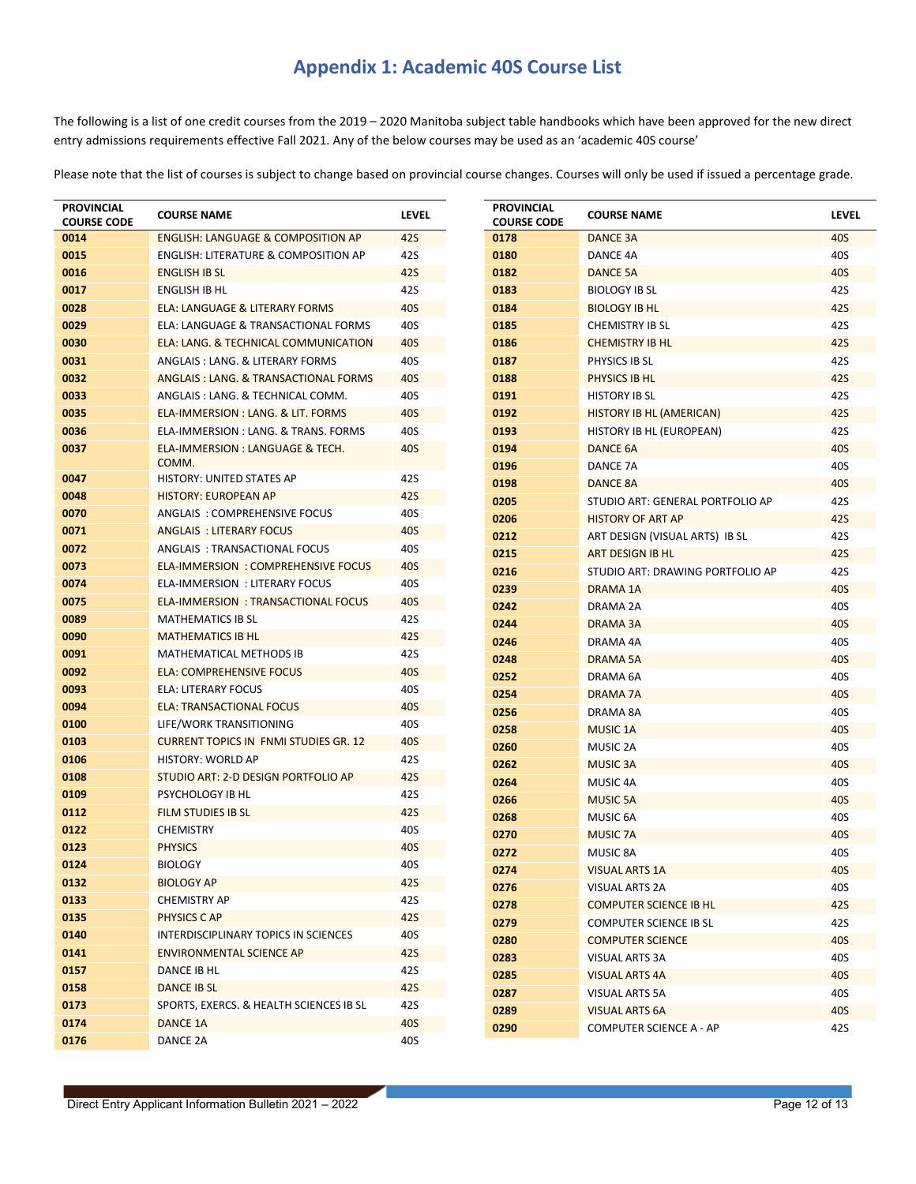# Appendix 1: Academic 40S Course List

The following is a list of one credit courses from the 2019 – 2020 Manitoba subject table handbooks which have been approved for the new direct entry admissions requirements effective Fall 2021. Any of the below courses may be used as an 'academic 40S course'

Please note that the list of courses is subject to change based on provincial course changes. Courses will only be used if issued a percentage grade.

| PROVINCIAL COURSE CODE | COURSE NAME | LEVEL |
|---|---|---|
| 0014 | ENGLISH: LANGUAGE & COMPOSITION AP | 42S |
| 0015 | ENGLISH: LITERATURE & COMPOSITION AP | 42S |
| 0016 | ENGLISH IB SL | 42S |
| 0017 | ENGLISH IB HL | 42S |
| 0028 | ELA: LANGUAGE & LITERARY FORMS | 40S |
| 0029 | ELA: LANGUAGE & TRANSACTIONAL FORMS | 40S |
| 0030 | ELA: LANG. & TECHNICAL COMMUNICATION | 40S |
| 0031 | ANGLAIS : LANG. & LITERARY FORMS | 40S |
| 0032 | ANGLAIS : LANG. & TRANSACTIONAL FORMS | 40S |
| 0033 | ANGLAIS : LANG. & TECHNICAL COMM. | 40S |
| 0035 | ELA-IMMERSION : LANG. & LIT. FORMS | 40S |
| 0036 | ELA-IMMERSION : LANG. & TRANS. FORMS | 40S |
| 0037 | ELA-IMMERSION : LANGUAGE & TECH. COMM. | 40S |
| 0047 | HISTORY: UNITED STATES AP | 42S |
| 0048 | HISTORY: EUROPEAN AP | 42S |
| 0070 | ANGLAIS : COMPREHENSIVE FOCUS | 40S |
| 0071 | ANGLAIS : LITERARY FOCUS | 40S |
| 0072 | ANGLAIS : TRANSACTIONAL FOCUS | 40S |
| 0073 | ELA-IMMERSION : COMPREHENSIVE FOCUS | 40S |
| 0074 | ELA-IMMERSION : LITERARY FOCUS | 40S |
| 0075 | ELA-IMMERSION : TRANSACTIONAL FOCUS | 40S |
| 0089 | MATHEMATICS IB SL | 42S |
| 0090 | MATHEMATICS IB HL | 42S |
| 0091 | MATHEMATICAL METHODS IB | 42S |
| 0092 | ELA: COMPREHENSIVE FOCUS | 40S |
| 0093 | ELA: LITERARY FOCUS | 40S |
| 0094 | ELA: TRANSACTIONAL FOCUS | 40S |
| 0100 | LIFE/WORK TRANSITIONING | 40S |
| 0103 | CURRENT TOPICS IN FNMI STUDIES GR. 12 | 40S |
| 0106 | HISTORY: WORLD AP | 42S |
| 0108 | STUDIO ART: 2-D DESIGN PORTFOLIO AP | 42S |
| 0109 | PSYCHOLOGY IB HL | 42S |
| 0112 | FILM STUDIES IB SL | 42S |
| 0122 | CHEMISTRY | 40S |
| 0123 | PHYSICS | 40S |
| 0124 | BIOLOGY | 40S |
| 0132 | BIOLOGY AP | 42S |
| 0133 | CHEMISTRY AP | 42S |
| 0135 | PHYSICS C AP | 42S |
| 0140 | INTERDISCIPLINARY TOPICS IN SCIENCES | 40S |
| 0141 | ENVIRONMENTAL SCIENCE AP | 42S |
| 0157 | DANCE IB HL | 42S |
| 0158 | DANCE IB SL | 42S |
| 0173 | SPORTS, EXERCS. & HEALTH SCIENCES IB SL | 42S |
| 0174 | DANCE 1A | 40S |
| 0176 | DANCE 2A | 40S |
| 0178 | DANCE 3A | 40S |
| 0180 | DANCE 4A | 40S |
| 0182 | DANCE 5A | 40S |
| 0183 | BIOLOGY IB SL | 42S |
| 0184 | BIOLOGY IB HL | 42S |
| 0185 | CHEMISTRY IB SL | 42S |
| 0186 | CHEMISTRY IB HL | 42S |
| 0187 | PHYSICS IB SL | 42S |
| 0188 | PHYSICS IB HL | 42S |
| 0191 | HISTORY IB SL | 42S |
| 0192 | HISTORY IB HL (AMERICAN) | 42S |
| 0193 | HISTORY IB HL (EUROPEAN) | 42S |
| 0194 | DANCE 6A | 40S |
| 0196 | DANCE 7A | 40S |
| 0198 | DANCE 8A | 40S |
| 0205 | STUDIO ART: GENERAL PORTFOLIO AP | 42S |
| 0206 | HISTORY OF ART AP | 42S |
| 0212 | ART DESIGN (VISUAL ARTS) IB SL | 42S |
| 0215 | ART DESIGN IB HL | 42S |
| 0216 | STUDIO ART: DRAWING PORTFOLIO AP | 42S |
| 0239 | DRAMA 1A | 40S |
| 0242 | DRAMA 2A | 40S |
| 0244 | DRAMA 3A | 40S |
| 0246 | DRAMA 4A | 40S |
| 0248 | DRAMA 5A | 40S |
| 0252 | DRAMA 6A | 40S |
| 0254 | DRAMA 7A | 40S |
| 0256 | DRAMA 8A | 40S |
| 0258 | MUSIC 1A | 40S |
| 0260 | MUSIC 2A | 40S |
| 0262 | MUSIC 3A | 40S |
| 0264 | MUSIC 4A | 40S |
| 0266 | MUSIC 5A | 40S |
| 0268 | MUSIC 6A | 40S |
| 0270 | MUSIC 7A | 40S |
| 0272 | MUSIC 8A | 40S |
| 0274 | VISUAL ARTS 1A | 40S |
| 0276 | VISUAL ARTS 2A | 40S |
| 0278 | COMPUTER SCIENCE IB HL | 42S |
| 0279 | COMPUTER SCIENCE IB SL | 42S |
| 0280 | COMPUTER SCIENCE | 40S |
| 0283 | VISUAL ARTS 3A | 40S |
| 0285 | VISUAL ARTS 4A | 40S |
| 0287 | VISUAL ARTS 5A | 40S |
| 0289 | VISUAL ARTS 6A | 40S |
| 0290 | COMPUTER SCIENCE A - AP | 42S |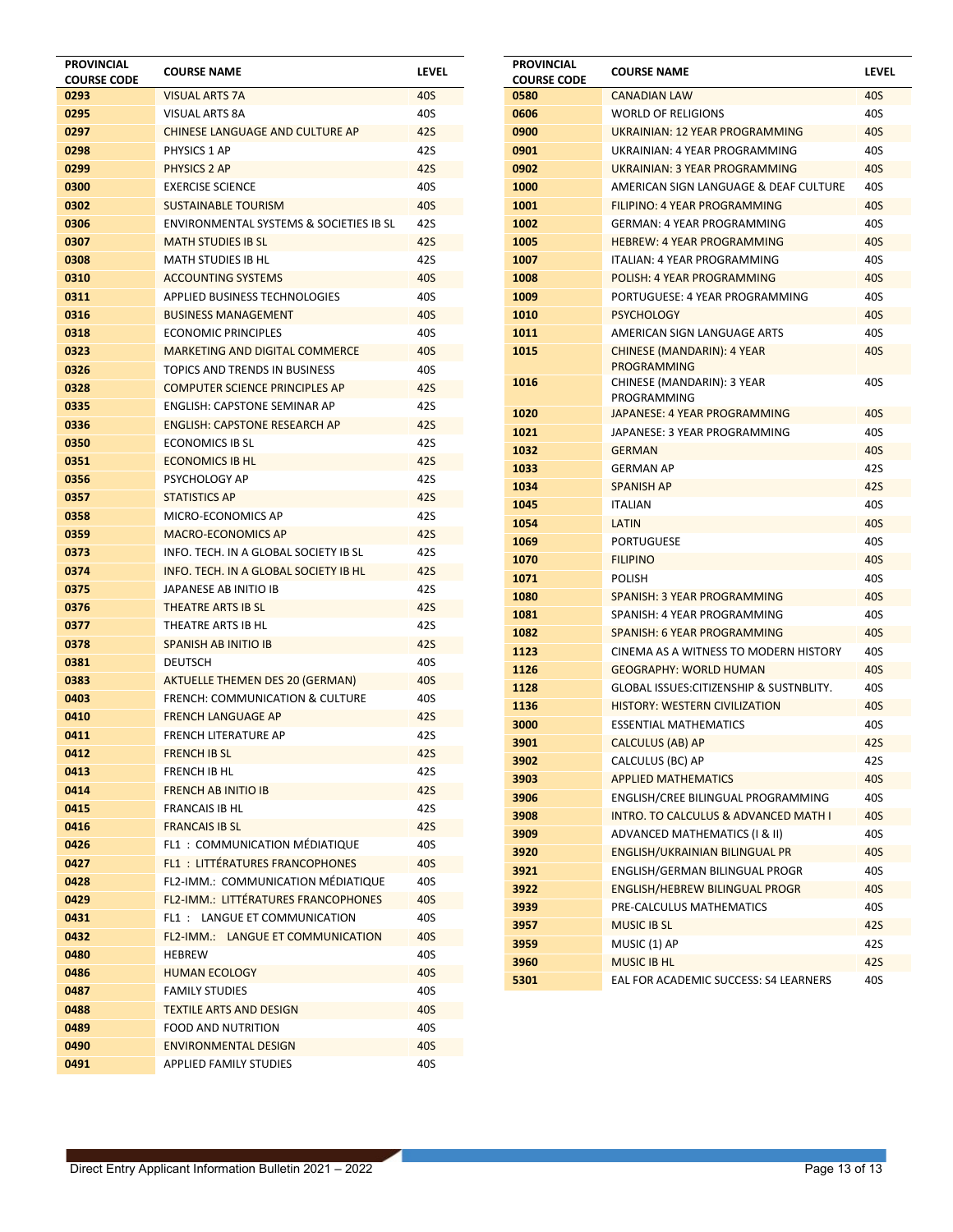| PROVINCIAL COURSE CODE | COURSE NAME | LEVEL |
|---|---|---|
| 0293 | VISUAL ARTS 7A | 40S |
| 0295 | VISUAL ARTS 8A | 40S |
| 0297 | CHINESE LANGUAGE AND CULTURE AP | 42S |
| 0298 | PHYSICS 1 AP | 42S |
| 0299 | PHYSICS 2 AP | 42S |
| 0300 | EXERCISE SCIENCE | 40S |
| 0302 | SUSTAINABLE TOURISM | 40S |
| 0306 | ENVIRONMENTAL SYSTEMS & SOCIETIES IB SL | 42S |
| 0307 | MATH STUDIES IB SL | 42S |
| 0308 | MATH STUDIES IB HL | 42S |
| 0310 | ACCOUNTING SYSTEMS | 40S |
| 0311 | APPLIED BUSINESS TECHNOLOGIES | 40S |
| 0316 | BUSINESS MANAGEMENT | 40S |
| 0318 | ECONOMIC PRINCIPLES | 40S |
| 0323 | MARKETING AND DIGITAL COMMERCE | 40S |
| 0326 | TOPICS AND TRENDS IN BUSINESS | 40S |
| 0328 | COMPUTER SCIENCE PRINCIPLES AP | 42S |
| 0335 | ENGLISH: CAPSTONE SEMINAR AP | 42S |
| 0336 | ENGLISH: CAPSTONE RESEARCH AP | 42S |
| 0350 | ECONOMICS IB SL | 42S |
| 0351 | ECONOMICS IB HL | 42S |
| 0356 | PSYCHOLOGY AP | 42S |
| 0357 | STATISTICS AP | 42S |
| 0358 | MICRO-ECONOMICS AP | 42S |
| 0359 | MACRO-ECONOMICS AP | 42S |
| 0373 | INFO. TECH. IN A GLOBAL SOCIETY IB SL | 42S |
| 0374 | INFO. TECH. IN A GLOBAL SOCIETY IB HL | 42S |
| 0375 | JAPANESE AB INITIO IB | 42S |
| 0376 | THEATRE ARTS IB SL | 42S |
| 0377 | THEATRE ARTS IB HL | 42S |
| 0378 | SPANISH AB INITIO IB | 42S |
| 0381 | DEUTSCH | 40S |
| 0383 | AKTUELLE THEMEN DES 20 (GERMAN) | 40S |
| 0403 | FRENCH: COMMUNICATION & CULTURE | 40S |
| 0410 | FRENCH LANGUAGE AP | 42S |
| 0411 | FRENCH LITERATURE AP | 42S |
| 0412 | FRENCH IB SL | 42S |
| 0413 | FRENCH IB HL | 42S |
| 0414 | FRENCH AB INITIO IB | 42S |
| 0415 | FRANCAIS IB HL | 42S |
| 0416 | FRANCAIS IB SL | 42S |
| 0426 | FL1 : COMMUNICATION MÉDIATIQUE | 40S |
| 0427 | FL1 : LITTÉRATURES FRANCOPHONES | 40S |
| 0428 | FL2-IMM.: COMMUNICATION MÉDIATIQUE | 40S |
| 0429 | FL2-IMM.: LITTÉRATURES FRANCOPHONES | 40S |
| 0431 | FL1 : LANGUE ET COMMUNICATION | 40S |
| 0432 | FL2-IMM.: LANGUE ET COMMUNICATION | 40S |
| 0480 | HEBREW | 40S |
| 0486 | HUMAN ECOLOGY | 40S |
| 0487 | FAMILY STUDIES | 40S |
| 0488 | TEXTILE ARTS AND DESIGN | 40S |
| 0489 | FOOD AND NUTRITION | 40S |
| 0490 | ENVIRONMENTAL DESIGN | 40S |
| 0491 | APPLIED FAMILY STUDIES | 40S |
| 0580 | CANADIAN LAW | 40S |
| 0606 | WORLD OF RELIGIONS | 40S |
| 0900 | UKRAINIAN: 12 YEAR PROGRAMMING | 40S |
| 0901 | UKRAINIAN: 4 YEAR PROGRAMMING | 40S |
| 0902 | UKRAINIAN: 3 YEAR PROGRAMMING | 40S |
| 1000 | AMERICAN SIGN LANGUAGE & DEAF CULTURE | 40S |
| 1001 | FILIPINO: 4 YEAR PROGRAMMING | 40S |
| 1002 | GERMAN: 4 YEAR PROGRAMMING | 40S |
| 1005 | HEBREW: 4 YEAR PROGRAMMING | 40S |
| 1007 | ITALIAN: 4 YEAR PROGRAMMING | 40S |
| 1008 | POLISH: 4 YEAR PROGRAMMING | 40S |
| 1009 | PORTUGUESE: 4 YEAR PROGRAMMING | 40S |
| 1010 | PSYCHOLOGY | 40S |
| 1011 | AMERICAN SIGN LANGUAGE ARTS | 40S |
| 1015 | CHINESE (MANDARIN): 4 YEAR PROGRAMMING | 40S |
| 1016 | CHINESE (MANDARIN): 3 YEAR PROGRAMMING | 40S |
| 1020 | JAPANESE: 4 YEAR PROGRAMMING | 40S |
| 1021 | JAPANESE: 3 YEAR PROGRAMMING | 40S |
| 1032 | GERMAN | 40S |
| 1033 | GERMAN AP | 42S |
| 1034 | SPANISH AP | 42S |
| 1045 | ITALIAN | 40S |
| 1054 | LATIN | 40S |
| 1069 | PORTUGUESE | 40S |
| 1070 | FILIPINO | 40S |
| 1071 | POLISH | 40S |
| 1080 | SPANISH: 3 YEAR PROGRAMMING | 40S |
| 1081 | SPANISH: 4 YEAR PROGRAMMING | 40S |
| 1082 | SPANISH: 6 YEAR PROGRAMMING | 40S |
| 1123 | CINEMA AS A WITNESS TO MODERN HISTORY | 40S |
| 1126 | GEOGRAPHY: WORLD HUMAN | 40S |
| 1128 | GLOBAL ISSUES:CITIZENSHIP & SUSTNBLITY. | 40S |
| 1136 | HISTORY: WESTERN CIVILIZATION | 40S |
| 3000 | ESSENTIAL MATHEMATICS | 40S |
| 3901 | CALCULUS (AB) AP | 42S |
| 3902 | CALCULUS (BC) AP | 42S |
| 3903 | APPLIED MATHEMATICS | 40S |
| 3906 | ENGLISH/CREE BILINGUAL PROGRAMMING | 40S |
| 3908 | INTRO. TO CALCULUS & ADVANCED MATH I | 40S |
| 3909 | ADVANCED MATHEMATICS (I & II) | 40S |
| 3920 | ENGLISH/UKRAINIAN BILINGUAL PR | 40S |
| 3921 | ENGLISH/GERMAN BILINGUAL PROGR | 40S |
| 3922 | ENGLISH/HEBREW BILINGUAL PROGR | 40S |
| 3939 | PRE-CALCULUS MATHEMATICS | 40S |
| 3957 | MUSIC IB SL | 42S |
| 3959 | MUSIC (1) AP | 42S |
| 3960 | MUSIC IB HL | 42S |
| 5301 | EAL FOR ACADEMIC SUCCESS: S4 LEARNERS | 40S |